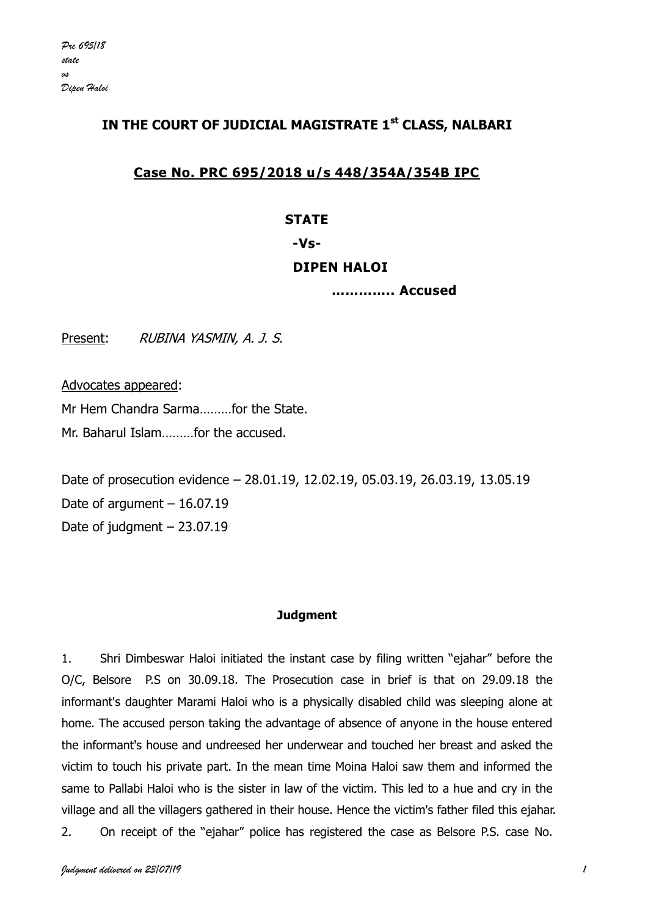# IN THE COURT OF JUDICIAL MAGISTRATE 1st CLASS, NALBARI

## Case No. PRC 695/2018 u/s 448/354A/354B IPC

**STATE**

**-Vs-**

**DIPEN HALOI**

**…………. Accused**

Present: *RUBINA YASMIN, A. J. S.*

Advocates appeared:

Mr Hem Chandra Sarma………for the State.

Mr. Baharul Islam………for the accused.

Date of prosecution evidence – 28.01.19, 12.02.19, 05.03.19, 26.03.19, 13.05.19

Date of argument – 16.07.19

Date of judgment – 23.07.19

**Judgment**

1. Shri Dimbeswar Haloi initiated the instant case by filing written "ejahar" before the O/C, Belsore P.S on 30.09.18. The Prosecution case in brief is that on 29.09.18 the informant's daughter Marami Haloi who is a physically disabled child was sleeping alone at home. The accused person taking the advantage of absence of anyone in the house entered the informant's house and undreesed her underwear and touched her breast and asked the victim to touch his private part. In the mean time Moina Haloi saw them and informed the same to Pallabi Haloi who is the sister in law of the victim. This led to a hue and cry in the village and all the villagers gathered in their house. Hence the victim's father filed this ejahar.

2. On receipt of the "ejahar" police has registered the case as Belsore P.S. case No.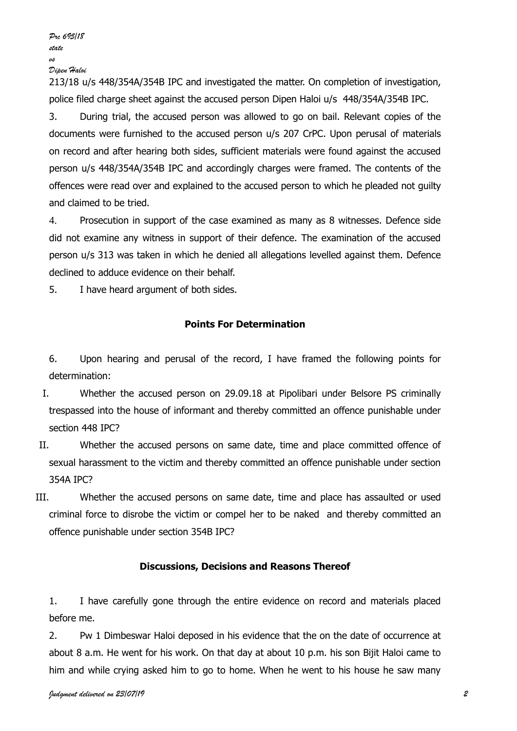213/18 u/s 448/354A/354B IPC and investigated the matter. On completion of investigation, police filed charge sheet against the accused person Dipen Haloi u/s 448/354A/354B IPC.

3. During trial, the accused person was allowed to go on bail. Relevant copies of the documents were furnished to the accused person u/s 207 CrPC. Upon perusal of materials on record and after hearing both sides, sufficient materials were found against the accused person u/s 448/354A/354B IPC and accordingly charges were framed. The contents of the offences were read over and explained to the accused person to which he pleaded not guilty and claimed to be tried.

4. Prosecution in support of the case examined as many as 8 witnesses. Defence side did not examine any witness in support of their defence. The examination of the accused person u/s 313 was taken in which he denied all allegations levelled against them. Defence declined to adduce evidence on their behalf.

5. I have heard argument of both sides.

## Points For Determination

6. Upon hearing and perusal of the record, I have framed the following points for determination:

I. Whether the accused person on 29.09.18 at Pipolibari under Belsore PS criminally trespassed into the house of informant and thereby committed an offence punishable under section 448 IPC?

II. Whether the accused persons on same date, time and place committed offence of sexual harassment to the victim and thereby committed an offence punishable under section 354A IPC?

III. Whether the accused persons on same date, time and place has assaulted or used criminal force to disrobe the victim or compel her to be naked and thereby committed an offence punishable under section 354B IPC?

## Discussions, Decisions and Reasons Thereof

1. I have carefully gone through the entire evidence on record and materials placed before me.

2. Pw 1 Dimbeswar Haloi deposed in his evidence that the on the date of occurrence at about 8 a.m. He went for his work. On that day at about 10 p.m. his son Bijit Haloi came to him and while crying asked him to go to home. When he went to his house he saw many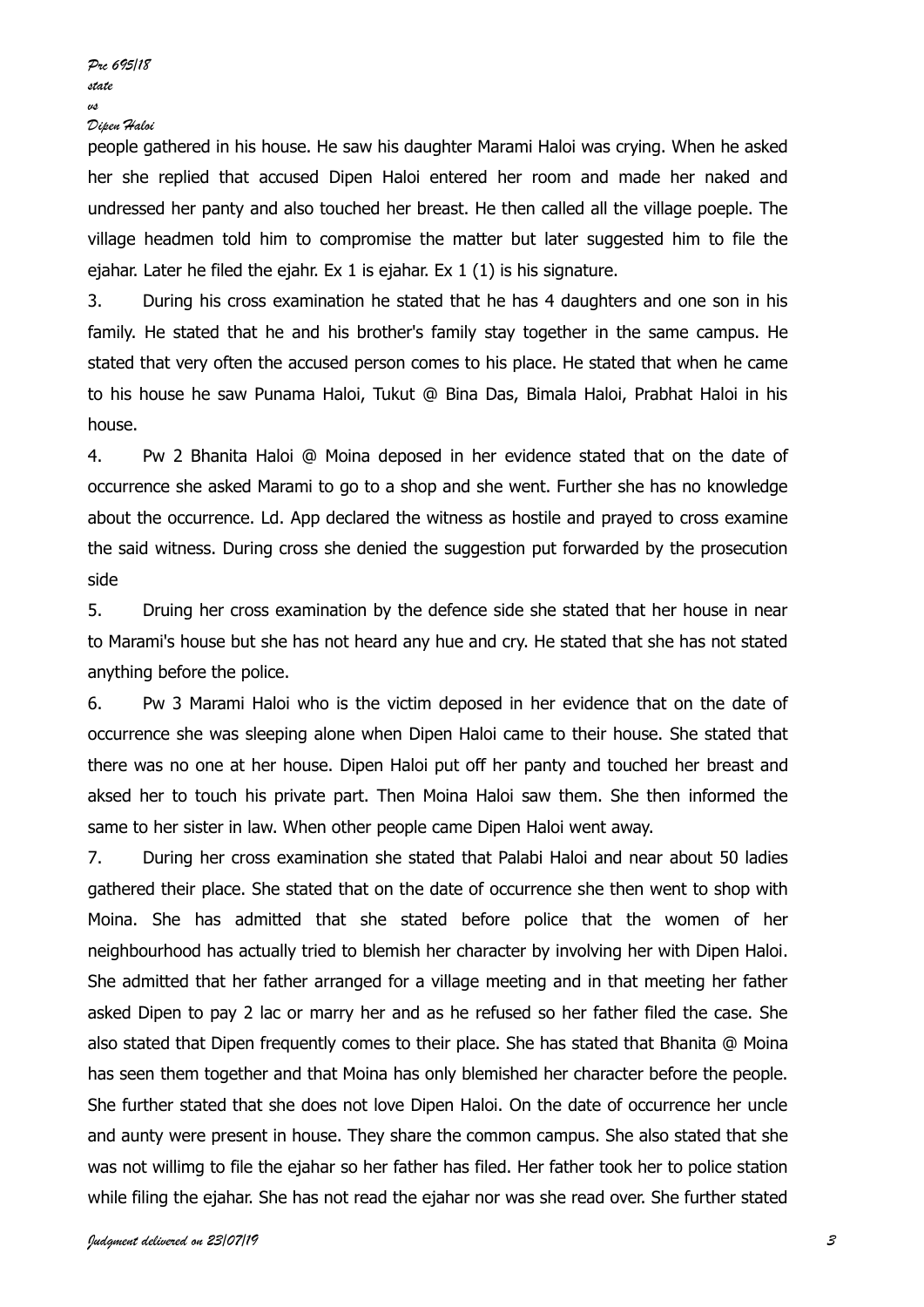people gathered in his house. He saw his daughter Marami Haloi was crying. When he asked her she replied that accused Dipen Haloi entered her room and made her naked and undressed her panty and also touched her breast. He then called all the village poeple. The village headmen told him to compromise the matter but later suggested him to file the ejahar. Later he filed the ejahr. Ex 1 is ejahar. Ex 1 (1) is his signature.

3. During his cross examination he stated that he has 4 daughters and one son in his family. He stated that he and his brother's family stay together in the same campus. He stated that very often the accused person comes to his place. He stated that when he came to his house he saw Punama Haloi, Tukut @ Bina Das, Bimala Haloi, Prabhat Haloi in his house.

4. Pw 2 Bhanita Haloi @ Moina deposed in her evidence stated that on the date of occurrence she asked Marami to go to a shop and she went. Further she has no knowledge about the occurrence. Ld. App declared the witness as hostile and prayed to cross examine the said witness. During cross she denied the suggestion put forwarded by the prosecution side

5. Druing her cross examination by the defence side she stated that her house in near to Marami's house but she has not heard any hue and cry. He stated that she has not stated anything before the police.

6. Pw 3 Marami Haloi who is the victim deposed in her evidence that on the date of occurrence she was sleeping alone when Dipen Haloi came to their house. She stated that there was no one at her house. Dipen Haloi put off her panty and touched her breast and aksed her to touch his private part. Then Moina Haloi saw them. She then informed the same to her sister in law. When other people came Dipen Haloi went away.

7. During her cross examination she stated that Palabi Haloi and near about 50 ladies gathered their place. She stated that on the date of occurrence she then went to shop with Moina. She has admitted that she stated before police that the women of her neighbourhood has actually tried to blemish her character by involving her with Dipen Haloi. She admitted that her father arranged for a village meeting and in that meeting her father asked Dipen to pay 2 lac or marry her and as he refused so her father filed the case. She also stated that Dipen frequently comes to their place. She has stated that Bhanita @ Moina has seen them together and that Moina has only blemished her character before the people. She further stated that she does not love Dipen Haloi. On the date of occurrence her uncle and aunty were present in house. They share the common campus. She also stated that she was not willimg to file the ejahar so her father has filed. Her father took her to police station while filing the ejahar. She has not read the ejahar nor was she read over. She further stated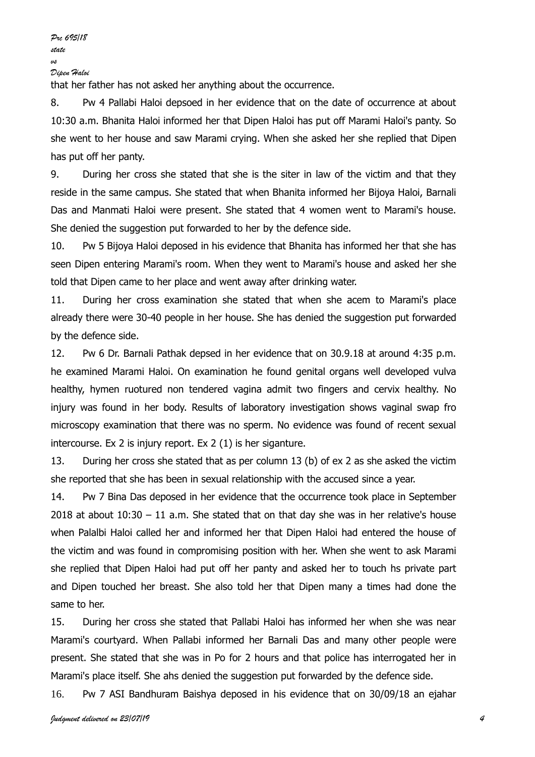that her father has not asked her anything about the occurrence.

8. Pw 4 Pallabi Haloi depsoed in her evidence that on the date of occurrence at about 10:30 a.m. Bhanita Haloi informed her that Dipen Haloi has put off Marami Haloi's panty. So she went to her house and saw Marami crying. When she asked her she replied that Dipen has put off her panty.

9. During her cross she stated that she is the siter in law of the victim and that they reside in the same campus. She stated that when Bhanita informed her Bijoya Haloi, Barnali Das and Manmati Haloi were present. She stated that 4 women went to Marami's house. She denied the suggestion put forwarded to her by the defence side.

10. Pw 5 Bijoya Haloi deposed in his evidence that Bhanita has informed her that she has seen Dipen entering Marami's room. When they went to Marami's house and asked her she told that Dipen came to her place and went away after drinking water.

11. During her cross examination she stated that when she acem to Marami's place already there were 30-40 people in her house. She has denied the suggestion put forwarded by the defence side.

12. Pw 6 Dr. Barnali Pathak depsed in her evidence that on 30.9.18 at around 4:35 p.m. he examined Marami Haloi. On examination he found genital organs well developed vulva healthy, hymen ruotured non tendered vagina admit two fingers and cervix healthy. No injury was found in her body. Results of laboratory investigation shows vaginal swap fro microscopy examination that there was no sperm. No evidence was found of recent sexual intercourse. Ex 2 is injury report. Ex 2 (1) is her siganture.

13. During her cross she stated that as per column 13 (b) of ex 2 as she asked the victim she reported that she has been in sexual relationship with the accused since a year.

14. Pw 7 Bina Das deposed in her evidence that the occurrence took place in September 2018 at about 10:30 – 11 a.m. She stated that on that day she was in her relative's house when Palalbi Haloi called her and informed her that Dipen Haloi had entered the house of the victim and was found in compromising position with her. When she went to ask Marami she replied that Dipen Haloi had put off her panty and asked her to touch hs private part and Dipen touched her breast. She also told her that Dipen many a times had done the same to her.

15. During her cross she stated that Pallabi Haloi has informed her when she was near Marami's courtyard. When Pallabi informed her Barnali Das and many other people were present. She stated that she was in Po for 2 hours and that police has interrogated her in Marami's place itself. She ahs denied the suggestion put forwarded by the defence side.

16. Pw 7 ASI Bandhuram Baishya deposed in his evidence that on 30/09/18 an ejahar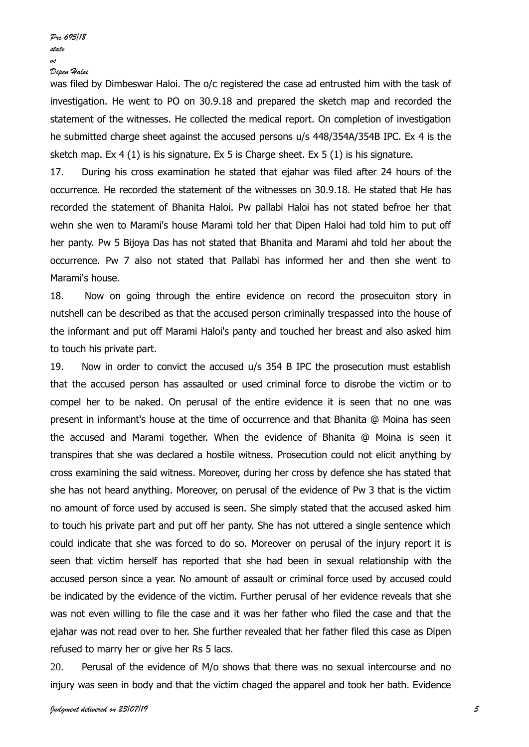was filed by Dimbeswar Haloi. The o/c registered the case ad entrusted him with the task of investigation. He went to PO on 30.9.18 and prepared the sketch map and recorded the statement of the witnesses. He collected the medical report. On completion of investigation he submitted charge sheet against the accused persons u/s 448/354A/354B IPC. Ex 4 is the sketch map. Ex 4 (1) is his signature. Ex 5 is Charge sheet. Ex 5 (1) is his signature.

17. During his cross examination he stated that ejahar was filed after 24 hours of the occurrence. He recorded the statement of the witnesses on 30.9.18. He stated that He has recorded the statement of Bhanita Haloi. Pw pallabi Haloi has not stated befroe her that wehn she wen to Marami's house Marami told her that Dipen Haloi had told him to put off her panty. Pw 5 Bijoya Das has not stated that Bhanita and Marami ahd told her about the occurrence. Pw 7 also not stated that Pallabi has informed her and then she went to Marami's house.

18. Now on going through the entire evidence on record the prosecuiton story in nutshell can be described as that the accused person criminally trespassed into the house of the informant and put off Marami Haloi's panty and touched her breast and also asked him to touch his private part.

19. Now in order to convict the accused u/s 354 B IPC the prosecution must establish that the accused person has assaulted or used criminal force to disrobe the victim or to compel her to be naked. On perusal of the entire evidence it is seen that no one was present in informant's house at the time of occurrence and that Bhanita @ Moina has seen the accused and Marami together. When the evidence of Bhanita @ Moina is seen it transpires that she was declared a hostile witness. Prosecution could not elicit anything by cross examining the said witness. Moreover, during her cross by defence she has stated that she has not heard anything. Moreover, on perusal of the evidence of Pw 3 that is the victim no amount of force used by accused is seen. She simply stated that the accused asked him to touch his private part and put off her panty. She has not uttered a single sentence which could indicate that she was forced to do so. Moreover on perusal of the injury report it is seen that victim herself has reported that she had been in sexual relationship with the accused person since a year. No amount of assault or criminal force used by accused could be indicated by the evidence of the victim. Further perusal of her evidence reveals that she was not even willing to file the case and it was her father who filed the case and that the ejahar was not read over to her. She further revealed that her father filed this case as Dipen refused to marry her or give her Rs 5 lacs.

20. Perusal of the evidence of M/o shows that there was no sexual intercourse and no injury was seen in body and that the victim chaged the apparel and took her bath. Evidence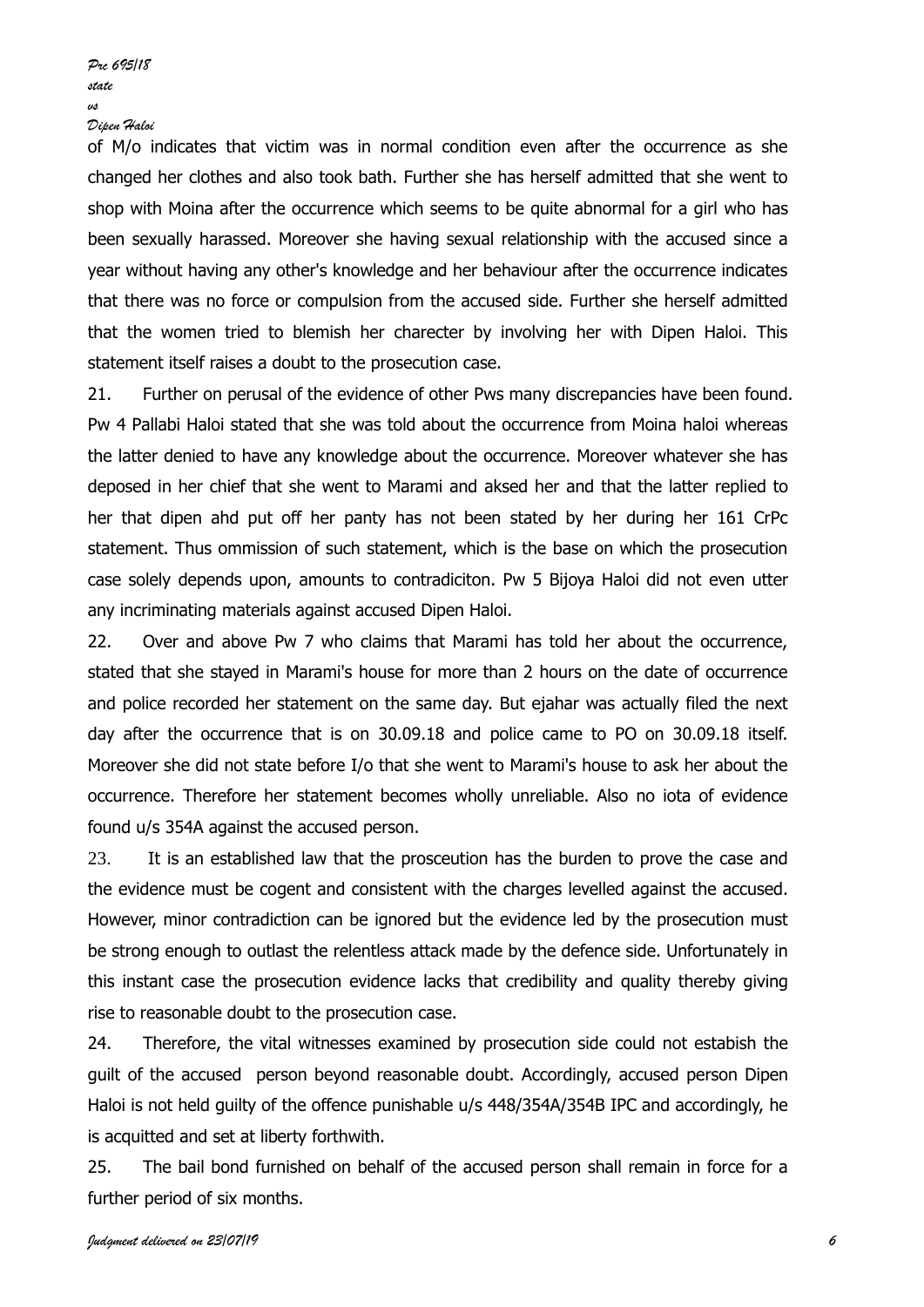of M/o indicates that victim was in normal condition even after the occurrence as she changed her clothes and also took bath. Further she has herself admitted that she went to shop with Moina after the occurrence which seems to be quite abnormal for a girl who has been sexually harassed. Moreover she having sexual relationship with the accused since a year without having any other's knowledge and her behaviour after the occurrence indicates that there was no force or compulsion from the accused side. Further she herself admitted that the women tried to blemish her charecter by involving her with Dipen Haloi. This statement itself raises a doubt to the prosecution case.

21. Further on perusal of the evidence of other Pws many discrepancies have been found. Pw 4 Pallabi Haloi stated that she was told about the occurrence from Moina haloi whereas the latter denied to have any knowledge about the occurrence. Moreover whatever she has deposed in her chief that she went to Marami and aksed her and that the latter replied to her that dipen ahd put off her panty has not been stated by her during her 161 CrPc statement. Thus ommission of such statement, which is the base on which the prosecution case solely depends upon, amounts to contradiciton. Pw 5 Bijoya Haloi did not even utter any incriminating materials against accused Dipen Haloi.

22. Over and above Pw 7 who claims that Marami has told her about the occurrence, stated that she stayed in Marami's house for more than 2 hours on the date of occurrence and police recorded her statement on the same day. But ejahar was actually filed the next day after the occurrence that is on 30.09.18 and police came to PO on 30.09.18 itself. Moreover she did not state before I/o that she went to Marami's house to ask her about the occurrence. Therefore her statement becomes wholly unreliable. Also no iota of evidence found u/s 354A against the accused person.

23. It is an established law that the prosceution has the burden to prove the case and the evidence must be cogent and consistent with the charges levelled against the accused. However, minor contradiction can be ignored but the evidence led by the prosecution must be strong enough to outlast the relentless attack made by the defence side. Unfortunately in this instant case the prosecution evidence lacks that credibility and quality thereby giving rise to reasonable doubt to the prosecution case.

24. Therefore, the vital witnesses examined by prosecution side could not estabish the guilt of the accused person beyond reasonable doubt. Accordingly, accused person Dipen Haloi is not held guilty of the offence punishable u/s 448/354A/354B IPC and accordingly, he is acquitted and set at liberty forthwith.

25. The bail bond furnished on behalf of the accused person shall remain in force for a further period of six months.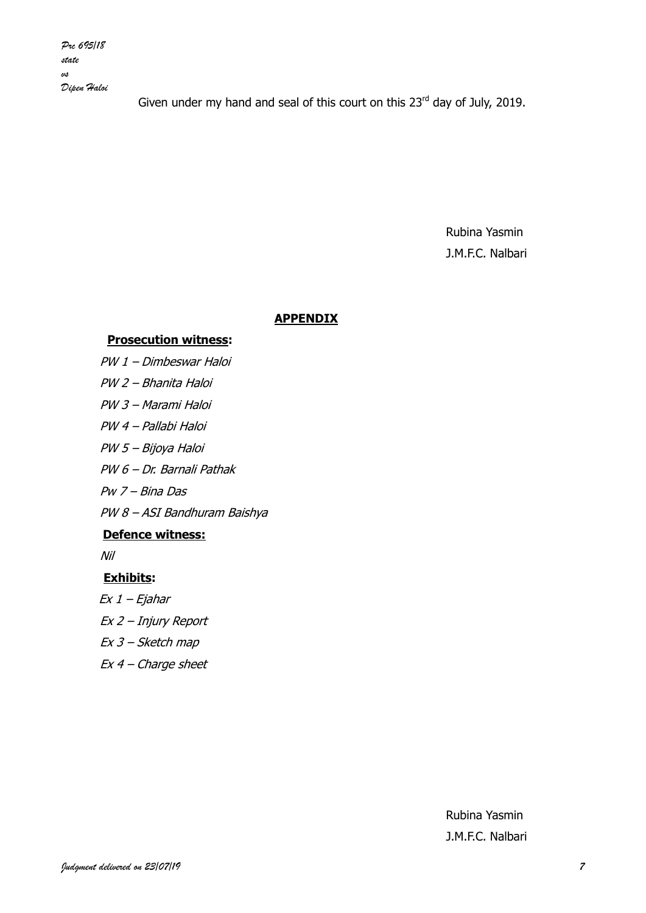Given under my hand and seal of this court on this 23rd day of July, 2019.

Rubina Yasmin
J.M.F.C. Nalbari

## APPENDIX

**Prosecution witness:**

*PW 1 – Dimbeswar Haloi*

*PW 2 – Bhanita Haloi*

*PW 3 – Marami Haloi*

*PW 4 – Pallabi Haloi*

*PW 5 – Bijoya Haloi*

*PW 6 – Dr. Barnali Pathak*

*Pw 7 – Bina Das*

*PW 8 – ASI Bandhuram Baishya*

**Defence witness:**

*Nil*

**Exhibits:**

*Ex 1 – Ejahar*

*Ex 2 – Injury Report*

*Ex 3 – Sketch map*

*Ex 4 – Charge sheet*

Rubina Yasmin
J.M.F.C. Nalbari